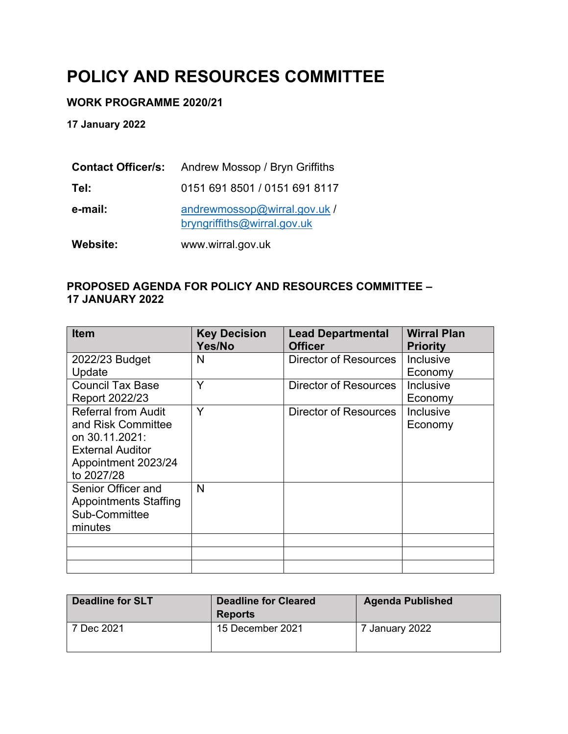# POLICY AND RESOURCES COMMITTEE

**WORK PROGRAMME 2020/21**

**17 January 2022**

| **Contact Officer/s:** | Andrew Mossop / Bryn Griffiths |
|---|---|
| **Tel:** | 0151 691 8501 / 0151 691 8117 |
| **e-mail:** | andrewmossop@wirral.gov.uk / bryngriffiths@wirral.gov.uk |
| **Website:** | www.wirral.gov.uk |

**PROPOSED AGENDA FOR POLICY AND RESOURCES COMMITTEE – 17 JANUARY 2022**

| Item | Key Decision Yes/No | Lead Departmental Officer | Wirral Plan Priority |
|---|---|---|---|
| 2022/23 Budget Update | N | Director of Resources | Inclusive Economy |
| Council Tax Base Report 2022/23 | Y | Director of Resources | Inclusive Economy |
| Referral from Audit and Risk Committee on 30.11.2021: External Auditor Appointment 2023/24 to 2027/28 | Y | Director of Resources | Inclusive Economy |
| Senior Officer and Appointments Staffing Sub-Committee minutes | N | | |
| | | | |
| | | | |
| | | | |

| Deadline for SLT | Deadline for Cleared Reports | Agenda Published |
|---|---|---|
| 7 Dec 2021 | 15 December 2021 | 7 January 2022 |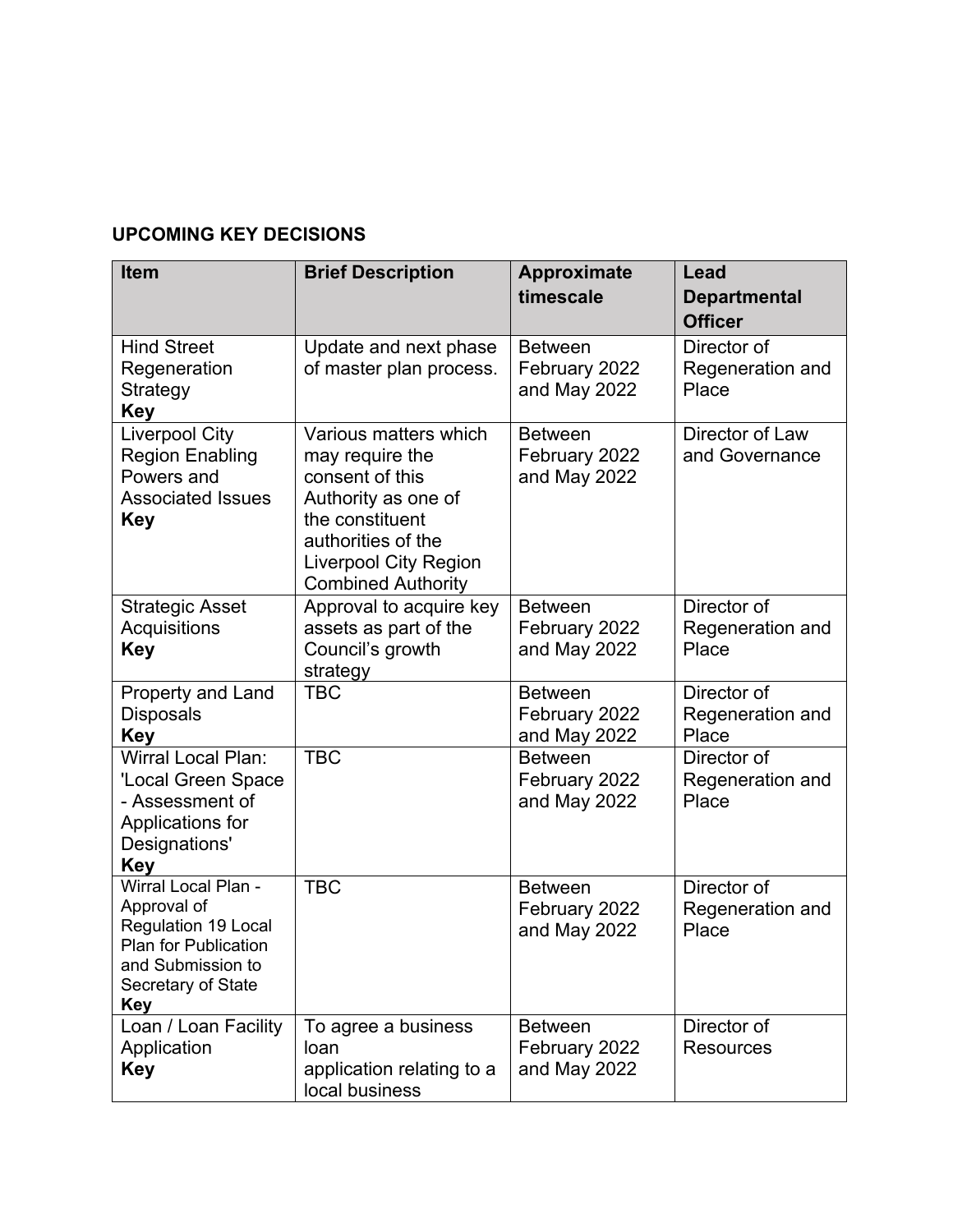**UPCOMING KEY DECISIONS**

| Item | Brief Description | Approximate timescale | Lead Departmental Officer |
|---|---|---|---|
| Hind Street Regeneration Strategy **Key** | Update and next phase of master plan process. | Between February 2022 and May 2022 | Director of Regeneration and Place |
| Liverpool City Region Enabling Powers and Associated Issues **Key** | Various matters which may require the consent of this Authority as one of the constituent authorities of the Liverpool City Region Combined Authority | Between February 2022 and May 2022 | Director of Law and Governance |
| Strategic Asset Acquisitions **Key** | Approval to acquire key assets as part of the Council's growth strategy | Between February 2022 and May 2022 | Director of Regeneration and Place |
| Property and Land Disposals **Key** | TBC | Between February 2022 and May 2022 | Director of Regeneration and Place |
| Wirral Local Plan: 'Local Green Space - Assessment of Applications for Designations' **Key** | TBC | Between February 2022 and May 2022 | Director of Regeneration and Place |
| Wirral Local Plan - Approval of Regulation 19 Local Plan for Publication and Submission to Secretary of State **Key** | TBC | Between February 2022 and May 2022 | Director of Regeneration and Place |
| Loan / Loan Facility Application **Key** | To agree a business loan application relating to a local business | Between February 2022 and May 2022 | Director of Resources |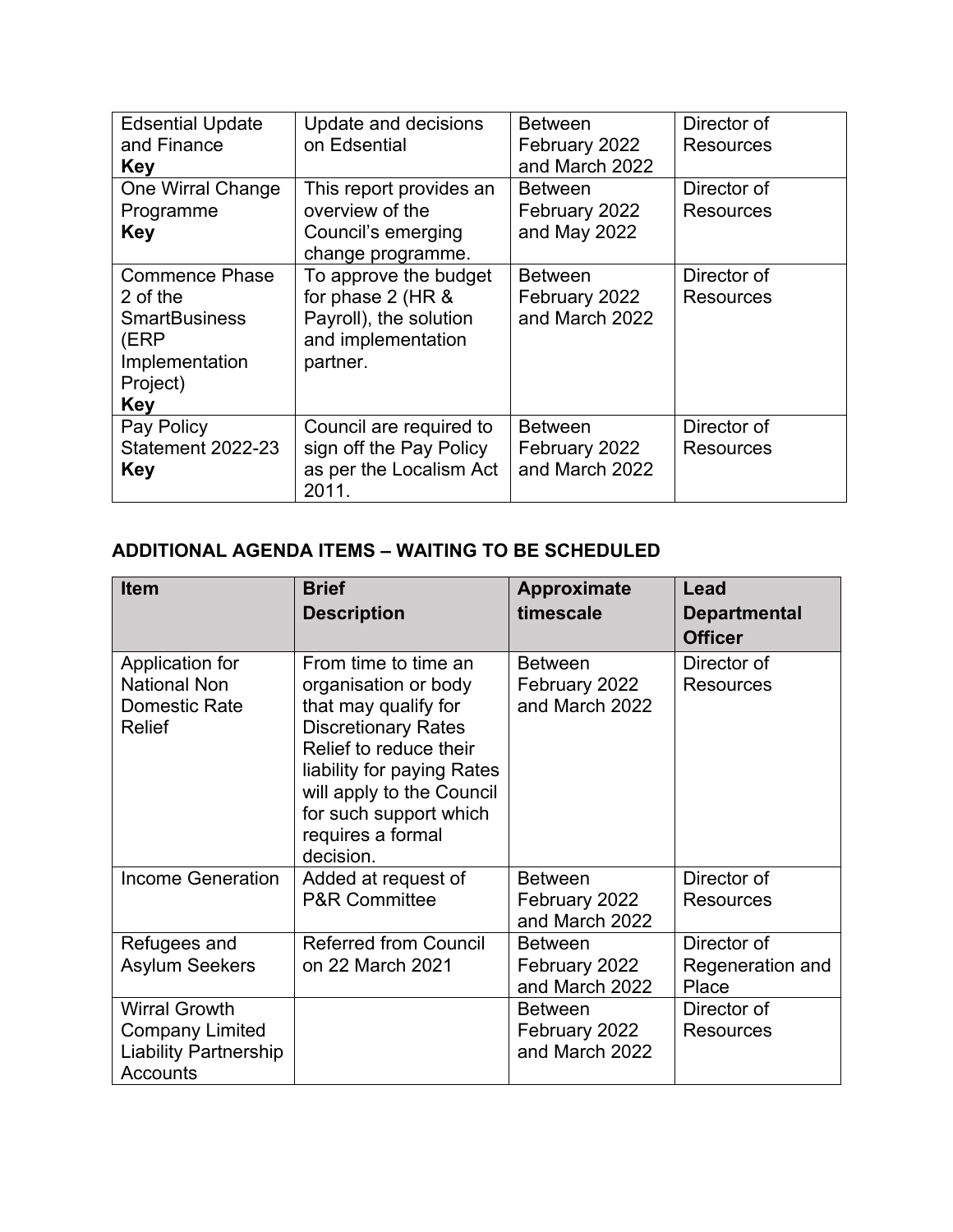| | | | |
|---|---|---|---|
| Edsential Update and Finance **Key** | Update and decisions on Edsential | Between February 2022 and March 2022 | Director of Resources |
| One Wirral Change Programme **Key** | This report provides an overview of the Council's emerging change programme. | Between February 2022 and May 2022 | Director of Resources |
| Commence Phase 2 of the SmartBusiness (ERP Implementation Project) **Key** | To approve the budget for phase 2 (HR & Payroll), the solution and implementation partner. | Between February 2022 and March 2022 | Director of Resources |
| Pay Policy Statement 2022-23 **Key** | Council are required to sign off the Pay Policy as per the Localism Act 2011. | Between February 2022 and March 2022 | Director of Resources |

## ADDITIONAL AGENDA ITEMS – WAITING TO BE SCHEDULED

| Item | Brief Description | Approximate timescale | Lead Departmental Officer |
|---|---|---|---|
| Application for National Non Domestic Rate Relief | From time to time an organisation or body that may qualify for Discretionary Rates Relief to reduce their liability for paying Rates will apply to the Council for such support which requires a formal decision. | Between February 2022 and March 2022 | Director of Resources |
| Income Generation | Added at request of P&R Committee | Between February 2022 and March 2022 | Director of Resources |
| Refugees and Asylum Seekers | Referred from Council on 22 March 2021 | Between February 2022 and March 2022 | Director of Regeneration and Place |
| Wirral Growth Company Limited Liability Partnership Accounts | | Between February 2022 and March 2022 | Director of Resources |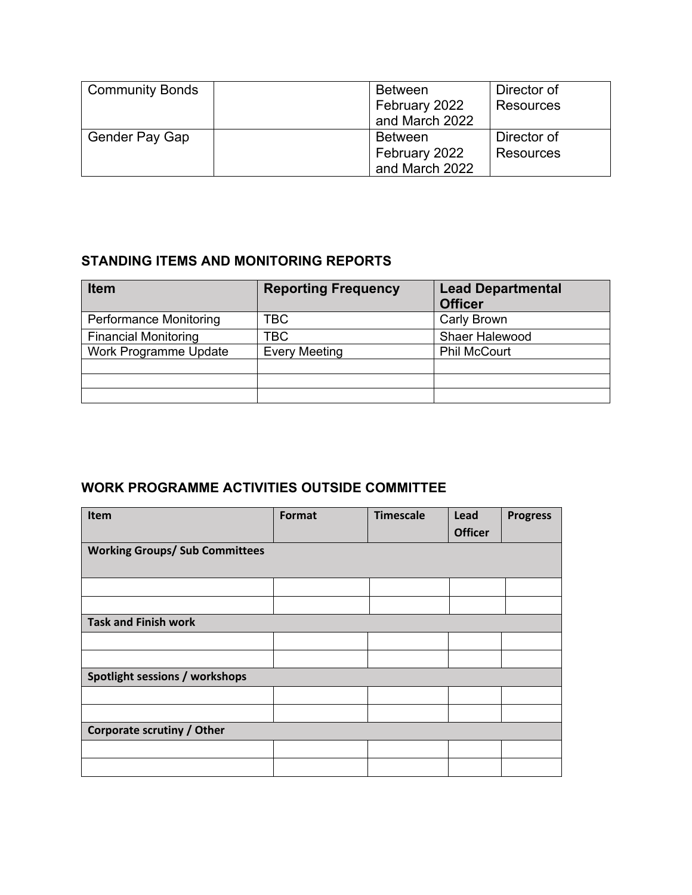| | | | |
|---|---|---|---|
| Community Bonds | | Between February 2022 and March 2022 | Director of Resources |
| Gender Pay Gap | | Between February 2022 and March 2022 | Director of Resources |

## STANDING ITEMS AND MONITORING REPORTS

| Item | Reporting Frequency | Lead Departmental Officer |
|---|---|---|
| Performance Monitoring | TBC | Carly Brown |
| Financial Monitoring | TBC | Shaer Halewood |
| Work Programme Update | Every Meeting | Phil McCourt |
| | | |
| | | |
| | | |

## WORK PROGRAMME ACTIVITIES OUTSIDE COMMITTEE

| Item | Format | Timescale | Lead Officer | Progress |
|---|---|---|---|---|
| **Working Groups/ Sub Committees** | | | | |
| | | | | |
| | | | | |
| **Task and Finish work** | | | | |
| | | | | |
| | | | | |
| **Spotlight sessions / workshops** | | | | |
| | | | | |
| | | | | |
| **Corporate scrutiny / Other** | | | | |
| | | | | |
| | | | | |